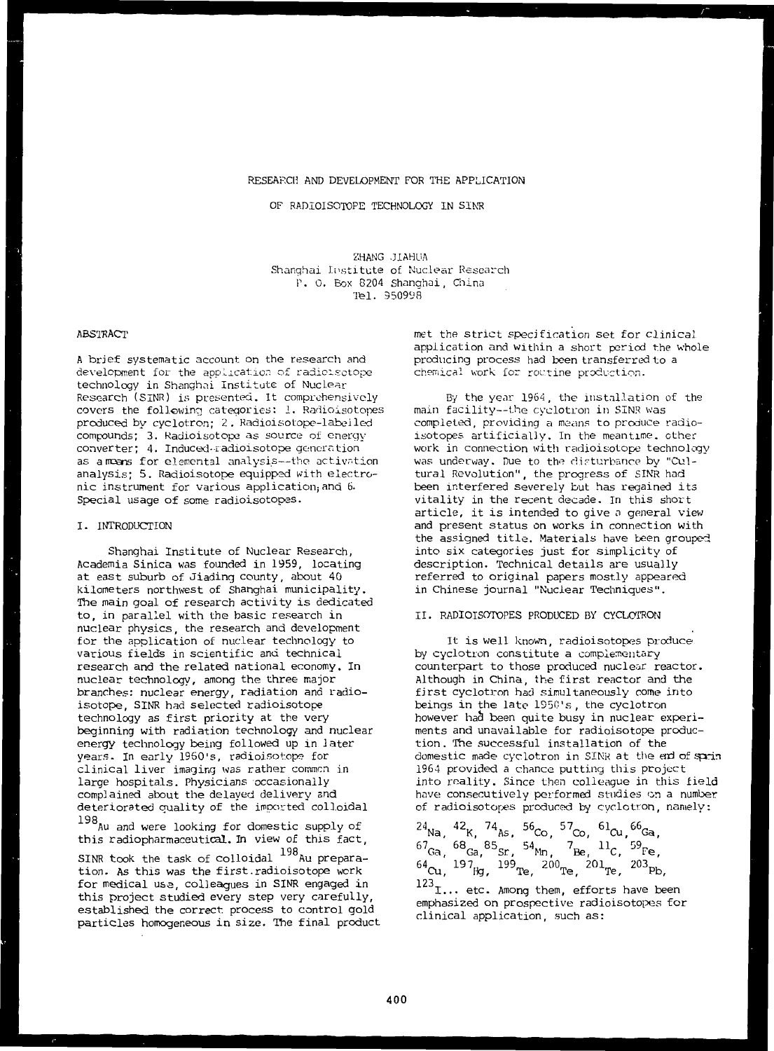# RESEARCH AND DEVELOPMENT FOR THE APPLICATION OF RADIOISOTOPE TECHNOLOGY IN SINR

ZHANG JIAHUA
Shanghai Institute of Nuclear Research
P. O. Box 8204 Shanghai, China
Tel. 950998

## ABSTRACT

A brief systematic account on the research and development for the application of radioisotope technology in Shanghai Institute of Nuclear Research (SINR) is presented. It comprehensively covers the following categories: 1. Radioisotopes produced by cyclotron; 2. Radioisotope-labelled compounds; 3. Radioisotope as source of energy converter; 4. Induced-radioisotope generation as a means for elemental analysis--the activation analysis; 5. Radioisotope equipped with electronic instrument for various application; and 6. Special usage of some radioisotopes.

## I. INTRODUCTION

Shanghai Institute of Nuclear Research, Academia Sinica was founded in 1959, locating at east suburb of Jiading county, about 40 kilometers northwest of Shanghai municipality. The main goal of research activity is dedicated to, in parallel with the basic research in nuclear physics, the research and development for the application of nuclear technology to various fields in scientific and technical research and the related national economy. In nuclear technology, among the three major branches: nuclear energy, radiation and radioisotope, SINR had selected radioisotope technology as first priority at the very beginning with radiation technology and nuclear energy technology being followed up in later years. In early 1960's, radioisotope for clinical liver imaging was rather common in large hospitals. Physicians occasionally complained about the delayed delivery and deteriorated quality of the imported colloidal $^{198}$Au and were looking for domestic supply of this radiopharmaceutical. In view of this fact, SINR took the task of colloidal $^{198}$Au preparation. As this was the first radioisotope work for medical use, colleagues in SINR engaged in this project studied every step very carefully, established the correct process to control gold particles homogeneous in size. The final product met the strict specification set for clinical application and within a short period the whole producing process had been transferred to a chemical work for routine production.

By the year 1964, the installation of the main facility--the cyclotron in SINR was completed, providing a means to produce radioisotopes artificially. In the meantime, other work in connection with radioisotope technology was underway. Due to the disturbance by "Cultural Revolution", the progress of SINR had been interfered severely but has regained its vitality in the recent decade. In this short article, it is intended to give a general view and present status on works in connection with the assigned title. Materials have been grouped into six categories just for simplicity of description. Technical details are usually referred to original papers mostly appeared in Chinese journal "Nuclear Techniques".

## II. RADIOISOTOPES PRODUCED BY CYCLOTRON

It is well known, radioisotopes produce by cyclotron constitute a complementary counterpart to those produced nuclear reactor. Although in China, the first reactor and the first cyclotron had simultaneously come into beings in the late 1950's, the cyclotron however had been quite busy in nuclear experiments and unavailable for radioisotope production. The successful installation of the domestic made cyclotron in SINR at the end of sprin 1964 provided a chance putting this project into reality. Since then colleague in this field have consecutively performed studies on a number of radioisotopes produced by cyclotron, namely:

$^{24}$Na, $^{42}$K, $^{74}$As, $^{56}$Co, $^{57}$Co, $^{61}$Cu, $^{66}$Ga, $^{67}$Ga, $^{68}$Ga, $^{85}$Sr, $^{54}$Mn, $^{7}$Be, $^{11}$C, $^{59}$Fe, $^{64}$Cu, $^{197}$Hg, $^{199}$Te, $^{200}$Te, $^{201}$Te, $^{203}$Pb, $^{123}$I... etc. Among them, efforts have been emphasized on prospective radioisotopes for clinical application, such as: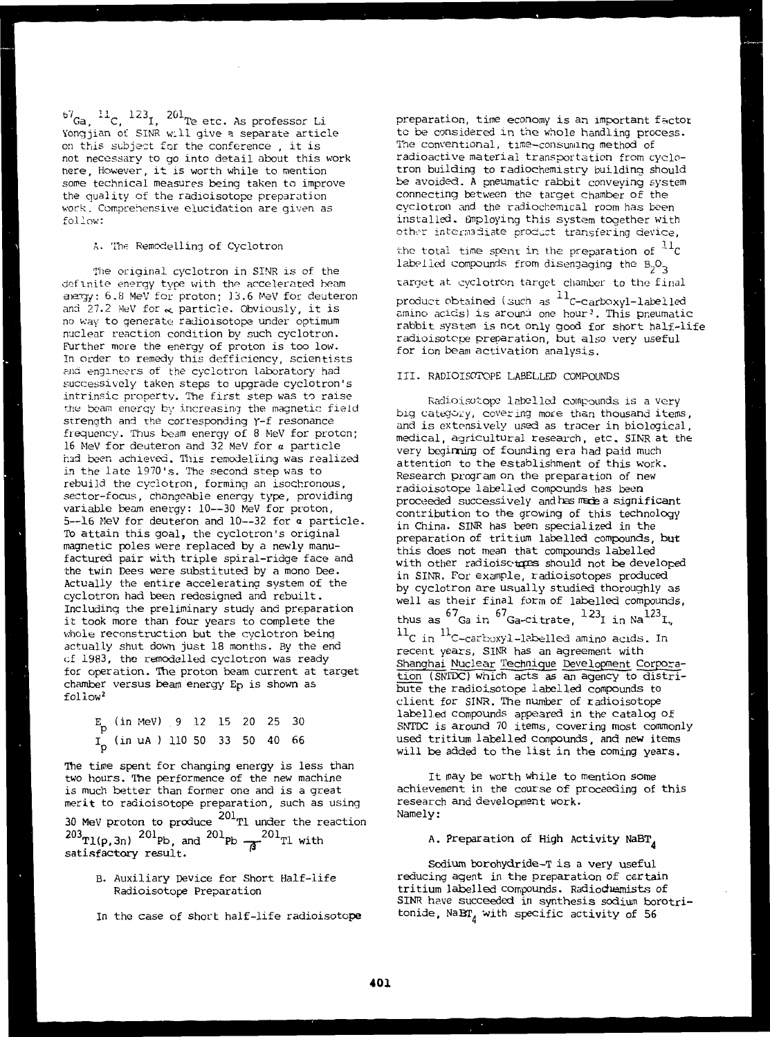$^{67}Ga$, $^{11}C$, $^{123}I$, $^{201}Te$ etc. As professor Li Yongjian of SINR will give a separate article on this subject for the conference , it is not necessary to go into detail about this work here, However, it is worth while to mention some technical measures being taken to improve the quality of the radioisotope preparation work. Comprehensive elucidation are given as follow:

A. The Remodelling of Cyclotron

The original cyclotron in SINR is of the definite energy type with the accelerated beam energy: 6.8 MeV for proton; 13.6 MeV for deuteron and 27.2 MeV for $\alpha$ particle. Obviously, it is no way to generate radioisotope under optimum nuclear reaction condition by such cyclotron. Further more the energy of proton is too low. In order to remedy this defficiency, scientists and engineers of the cyclotron laboratory had successively taken steps to upgrade cyclotron's intrinsic property. The first step was to raise the beam energy by increasing the magnetic field strength and the corresponding $\gamma$-f resonance frequency. Thus beam energy of 8 MeV for proton; 16 MeV for deuteron and 32 MeV for $\alpha$ particle had been achieved. This remodelling was realized in the late 1970's. The second step was to rebuild the cyclotron, forming an isochronous, sector-focus, changeable energy type, providing variable beam energy: 10--30 MeV for proton, 5--16 MeV for deuteron and 10--32 for $\alpha$ particle. To attain this goal, the cyclotron's original magnetic poles were replaced by a newly manufactured pair with triple spiral-ridge face and the twin Dees were substituted by a mono Dee. Actually the entire accelerating system of the cyclotron had been redesigned and rebuilt. Including the preliminary study and preparation it took more than four years to complete the whole reconstruction but the cyclotron being actually shut down just 18 months. By the end of 1983, the remodelled cyclotron was ready for operation. The proton beam current at target chamber versus beam energy Ep is shown as follow[2]

| $E_p$ (in MeV) | 9 | 12 | 15 | 20 | 25 | 30 |
|---|---|---|---|---|---|---|
| $I_p$ (in uA ) | 110 | 50 | 33 | 50 | 40 | 66 |

The time spent for changing energy is less than two hours. The performence of the new machine is much better than former one and is a great merit to radioisotope preparation, such as using 30 MeV proton to produce $^{201}Tl$ under the reaction $^{203}Tl(p,3n)\,^{201}Pb$, and $^{201}Pb \xrightarrow{\beta} {}^{201}Tl$ with satisfactory result.

B. Auxiliary Device for Short Half-life Radioisotope Preparation

In the case of short half-life radioisotope preparation, time economy is an important factor to be considered in the whole handling process. The conventional, time-consuming method of radioactive material transportation from cyclotron building to radiochemistry building should be avoided. A pneumatic rabbit conveying system connecting between the target chamber of the cyclotron and the radiochemical room has been installed. Employing this system together with other intermediate product transfering device, the total time spent in the preparation of $^{11}C$ labelled compounds from disengaging the $B_2O_3$ target at cyclotron target chamber to the final product obtained (such as $^{11}C$-carboxyl-labelled amino acids) is around one hour[3]. This pneumatic rabbit system is not only good for short half-life radioisotope preparation, but also very useful for ion beam activation analysis.

## III. RADIOISOTOPE LABELLED COMPOUNDS

Radioisotope labelled compounds is a very big category, covering more than thousand items, and is extensively used as tracer in biological, medical, agricultural research, etc. SINR at the very beginning of founding era had paid much attention to the establishment of this work. Research program on the preparation of new radioisotope labelled compounds has been proceeded successively and has made a significant contribution to the growing of this technology in China. SINR has been specialized in the preparation of tritium labelled compounds, but this does not mean that compounds labelled with other radioisotopes should not be developed in SINR. For example, radioisotopes produced by cyclotron are usually studied thoroughly as well as their final form of labelled compounds, thus as $^{67}Ga$ in $^{67}Ga$-citrate, $^{123}I$ in $Na^{123}I$, $^{11}C$ in $^{11}C$-carboxyl-labelled amino acids. In recent years, SINR has an agreement with Shanghai Nuclear Technique Development Corporation (SNTDC) which acts as an agency to distribute the radioisotope labelled compounds to client for SINR. The number of radioisotope labelled compounds appeared in the catalog of SNTDC is around 70 items, covering most commonly used tritium labelled compounds, and new items will be added to the list in the coming years.

It may be worth while to mention some achievement in the course of proceeding of this research and development work. Namely:

A. Preparation of High Activity $NaBT_4$

Sodium borohydride-T is a very useful reducing agent in the preparation of certain tritium labelled compounds. Radiochemists of SINR have succeeded in synthesis sodium borotritonide, $NaBT_4$ with specific activity of 56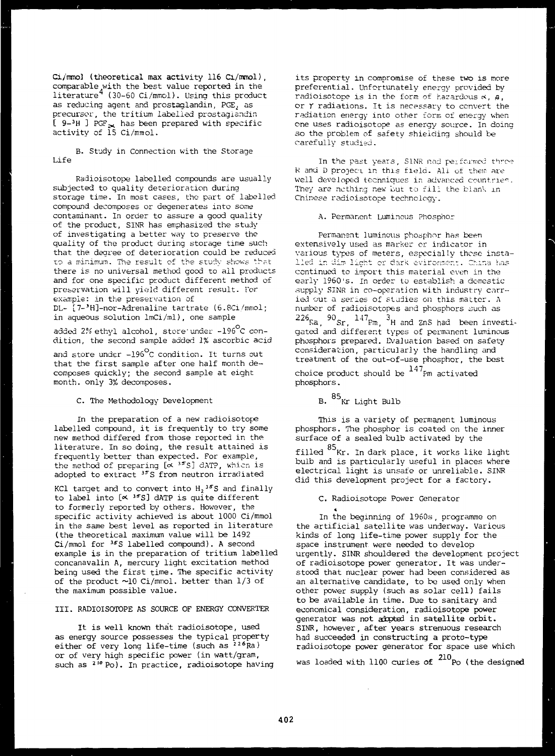Ci/mmol (theoretical max activity 116 Ci/mmol), comparable with the best value reported in the literature[4] (30-60 Ci/mmol). Using this product as reducing agent and prostaglandin, $PGE_2$ as precursor, the tritium labelled prostaglandin [ 9-$^3$H ] $PGF_{2\alpha}$ has been prepared with specific activity of 15 Ci/mmol.

B. Study in Connection with the Storage Life

Radioisotope labelled compounds are usually subjected to quality deterioration during storage time. In most cases, the part of labelled compound decomposes or degenerates into some contaminant. In order to assure a good quality of the product, SINR has emphasized the study of investigating a better way to preserve the quality of the product during storage time such that the degree of deterioration could be reduced to a minimum. The result of the study shows that there is no universal method good to all products and for one specific product different method of preservation will yield different result. For example: in the preservation of DL- [7-$^3$H]-nor-Adrenaline tartrate (6.8Ci/mmol; in aqueous solution 1mCi/ml), one sample added 2% ethyl alcohol, store under -196°C condition, the second sample added 1% ascorbic acid and store under -196°C condition. It turns out that the first sample after one half month decomposes quickly; the second sample at eight month. only 3% decomposes.

C. The Methodology Development

In the preparation of a new radioisotope labelled compound, it is frequently to try some new method differed from those reported in the literature. In so doing, the result attained is frequently better than expected. For example, the method of preparing [$\alpha$ $^{35}$S] dATP, which is adopted to extract $^{35}$S from neutron irradiated KCl target and to convert into $H_2{}^{35}S$ and finally to label into [$\alpha$ $^{35}$S] dATP is quite different to formerly reported by others. However, the specific activity achieved is about 1000 Ci/mmol in the same best level as reported in literature (the theoretical maximum value will be 1492 Ci/mmol for $^{35}$S labelled compound). A second example is in the preparation of tritium labelled concanavalin A, mercury light excitation method being used the first time. The specific activity of the product ~10 Ci/mmol. better than 1/3 of the maximum possible value.

## III. RADIOISOTOPE AS SOURCE OF ENERGY CONVERTER

It is well known that radioisotope, used as energy source possesses the typical property either of very long life-time (such as $^{226}$Ra) or of very high specific power (in watt/gram, such as $^{210}$Po). In practice, radioisotope having its property in compromise of these two is more preferential. Unfortunately energy provided by radioisotope is in the form of hazardous $\alpha$, $\beta$, or $\gamma$ radiations. It is necessary to convert the radiation energy into other form of energy when one uses radioisotope as energy source. In doing so the problem of safety shielding should be carefully studied.

In the past years, SINR had performed three R and D project in this field. All of them are well developed techniques in advanced countries. They are nothing new but to fill the blank in Chinese radioisotope technology.

A. Permanent Luminous Phosphor

Permanent luminous phosphor has been extensively used as marker or indicator in various types of meters, especially those installed in dim light or dark evironment. China has continued to import this material even in the early 1960's. In order to establish a domestic supply SINR in co-operation with industry carried out a series of studies on this matter. A number of radioisotopes and phosphors such as $^{226}$Ra, $^{90}$Sr, $^{147}$Pm, $^3$H and ZnS had been investigated and different types of permanent luminous phosphors prepared. Evaluation based on safety consideration, particularly the handling and treatment of the out-of-use phosphor, the best choice product should be $^{147}$Pm activated phosphors.

B. $^{85}$Kr Light Bulb

This is a variety of permanent luminous phosphors. The phosphor is coated on the inner surface of a sealed bulb activated by the filled $^{85}$Kr. In dark place, it works like light bulb and is particularly useful in places where electrical light is unsafe or unreliable. SINR did this development project for a factory.

C. Radioisotope Power Generator

In the beginning of 1960s, programme on the artificial satellite was underway. Various kinds of long life-time power supply for the space instrument were needed to develop urgently. SINR shouldered the development project of radioisotope power generator. It was understood that nuclear power had been considered as an alternative candidate, to be used only when other power supply (such as solar cell) fails to be available in time. Due to sanitary and economical consideration, radioisotope power generator was not adopted in satellite orbit. SINR, however, after years strenuous research had succeeded in constructing a proto-type radioisotope power generator for space use which was loaded with 1100 curies of $^{210}$Po (the designed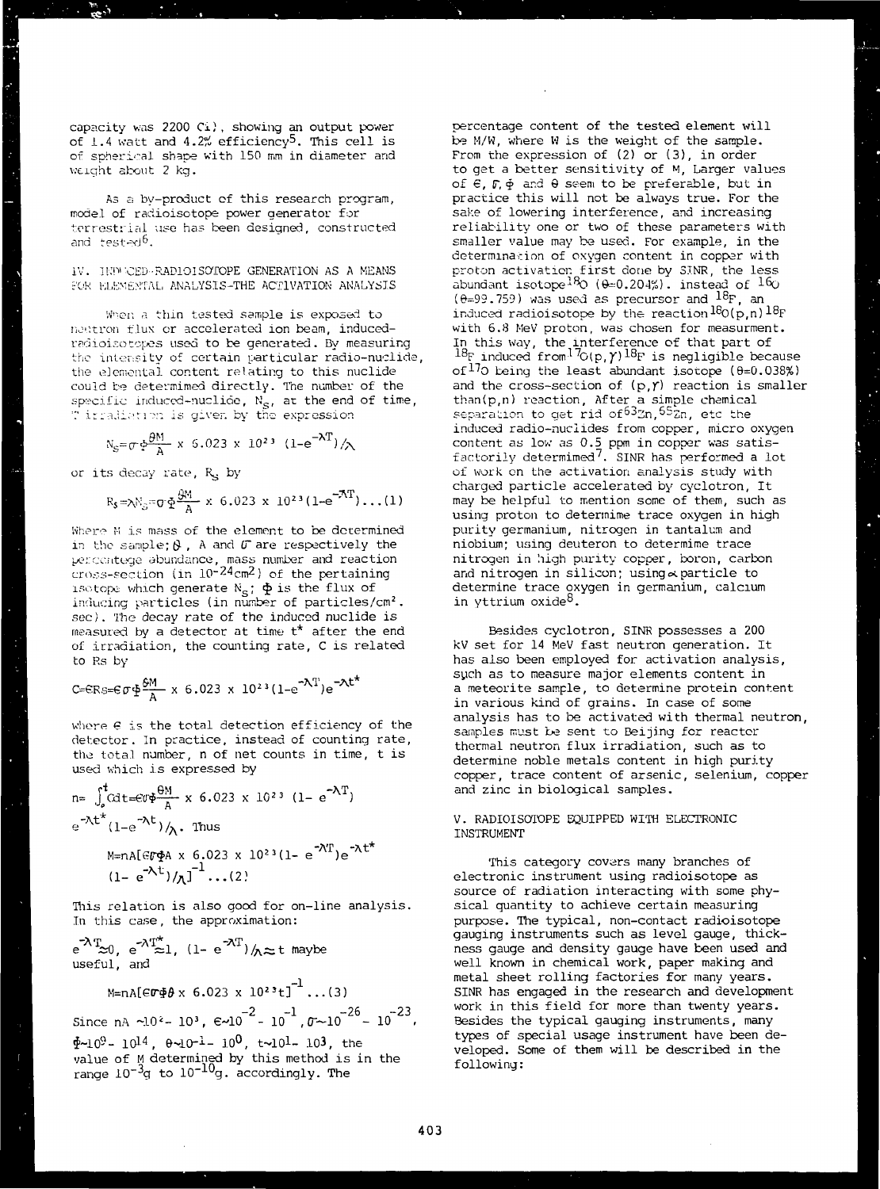capacity was 2200 Ci), showing an output power of 1.4 watt and 4.2% efficiency[5]. This cell is of spherical shape with 150 mm in diameter and weight about 2 kg.

As a by-product of this research program, model of radioisotope power generator for terrestrial use has been designed, constructed and tested[6].

## IV. INDUCED-RADIOISOTOPE GENERATION AS A MEANS FOR ELEMENTAL ANALYSIS-THE ACTIVATION ANALYSIS

When a thin tested sample is exposed to neutron flux or accelerated ion beam, induced-radioisotopes used to be generated. By measuring the intensity of certain particular radio-nuclide, the elemental content relating to this nuclide could be determimed directly. The number of the specific induced-nuclide, $N_S$, at the end of time, T irradiation is given by the expression

$$N_S = \sigma\Phi\frac{\theta M}{A} \times 6.023 \times 10^{23} (1-e^{-\lambda T})/\lambda$$

or its decay rate, $R_S$ by

$$R_S = \lambda N_S = \sigma\Phi\frac{\theta M}{A} \times 6.023 \times 10^{23}(1-e^{-\lambda T}) \ldots (1)$$

Where M is mass of the element to be determined in the sample; $\theta$, A and $\sigma$ are respectively the percentage abundance, mass number and reaction cross-section (in $10^{-24}cm^2$) of the pertaining isotope which generate $N_S$; $\Phi$ is the flux of inducing particles (in number of particles/cm$^2$. sec). The decay rate of the induced nuclide is measured by a detector at time $t^*$ after the end of irradiation, the counting rate, C is related to Rs by

$$C = \epsilon R_S = \epsilon\sigma\Phi\frac{\theta M}{A} \times 6.023 \times 10^{23}(1-e^{-\lambda T})e^{-\lambda t^*}$$

where $\epsilon$ is the total detection efficiency of the detector. In practice, instead of counting rate, the total number, n of net counts in time, t is used which is expressed by

$$n = \int_0^t C dt = \epsilon\sigma\Phi\frac{\theta M}{A} \times 6.023 \times 10^{23} (1-e^{-\lambda T}) e^{-\lambda t^*}(1-e^{-\lambda t})/\lambda. \text{ Thus}$$

$$M = nA[\epsilon\sigma\Phi A \times 6.023 \times 10^{23}(1-e^{-\lambda T})e^{-\lambda t^*} (1-e^{-\lambda t})/\lambda]^{-1} \ldots (2)$$

This relation is also good for on-line analysis. In this case, the approximation:

$e^{-\lambda T} \simeq 0$, $e^{-\lambda T^*} \simeq 1$, $(1-e^{-\lambda T})/\lambda \approx t$ maybe useful, and

$$M = nA[\epsilon\sigma\Phi\theta \times 6.023 \times 10^{23} t]^{-1} \ldots (3)$$

Since $nA \sim 10^2 - 10^3$, $\epsilon \sim 10^{-2} - 10^{-1}$, $\sigma \sim 10^{-26} - 10^{-23}$, $\Phi \sim 10^9 - 10^{14}$, $\theta \sim 10^{-1} - 10^0$, $t \sim 10^1 - 10^3$, the value of M determined by this method is in the range $10^{-3}$g to $10^{-10}$g. accordingly. The percentage content of the tested element will be M/W, where W is the weight of the sample. From the expression of (2) or (3), in order to get a better sensitivity of M, Larger values of $\epsilon$, $\sigma$, $\Phi$ and $\theta$ seem to be preferable, but in practice this will not be always true. For the sake of lowering interference, and increasing reliability one or two of these parameters with smaller value may be used. For example, in the determination of oxygen content in copper with proton activation first done by SINR, the less abundant isotope $^{18}O$ ($\theta$=0.204%). instead of $^{16}O$ ($\theta$=99.759) was used as precursor and $^{18}F$, an induced radioisotope by the reaction $^{18}O(p,n)^{18}F$ with 6.8 MeV proton, was chosen for measurement. In this way, the interference of that part of $^{18}F$ induced from $^{17}O(p,\gamma)^{18}F$ is negligible because of $^{17}O$ being the least abundant isotope ($\theta$=0.038%) and the cross-section of $(p,\gamma)$ reaction is smaller than(p,n) reaction, After a simple chemical separation to get rid of $^{63}Zn$, $^{65}Zn$, etc the induced radio-nuclides from copper, micro oxygen content as low as 0.5 ppm in copper was satisfactorily determimed[7]. SINR has performed a lot of work on the activation analysis study with charged particle accelerated by cyclotron, It may be helpful to mention some of them, such as using proton to determime trace oxygen in high purity germanium, nitrogen in tantalum and niobium; using deuteron to determime trace nitrogen in high purity copper, boron, carbon and nitrogen in silicon; using $\alpha$ particle to determine trace oxygen in germanium, calcium in yttrium oxide[8].

Besides cyclotron, SINR possesses a 200 kV set for 14 MeV fast neutron generation. It has also been employed for activation analysis, such as to measure major elements content in a meteorite sample, to determine protein content in various kind of grains. In case of some analysis has to be activated with thermal neutron, samples must be sent to Beijing for reactor thermal neutron flux irradiation, such as to determine noble metals content in high purity copper, trace content of arsenic, selenium, copper and zinc in biological samples.

## V. RADIOISOTOPE EQUIPPED WITH ELECTRONIC INSTRUMENT

This category covers many branches of electronic instrument using radioisotope as source of radiation interacting with some physical quantity to achieve certain measuring purpose. The typical, non-contact radioisotope gauging instruments such as level gauge, thickness gauge and density gauge have been used and well known in chemical work, paper making and metal sheet rolling factories for many years. SINR has engaged in the research and development work in this field for more than twenty years. Besides the typical gauging instruments, many types of special usage instrument have been developed. Some of them will be described in the following: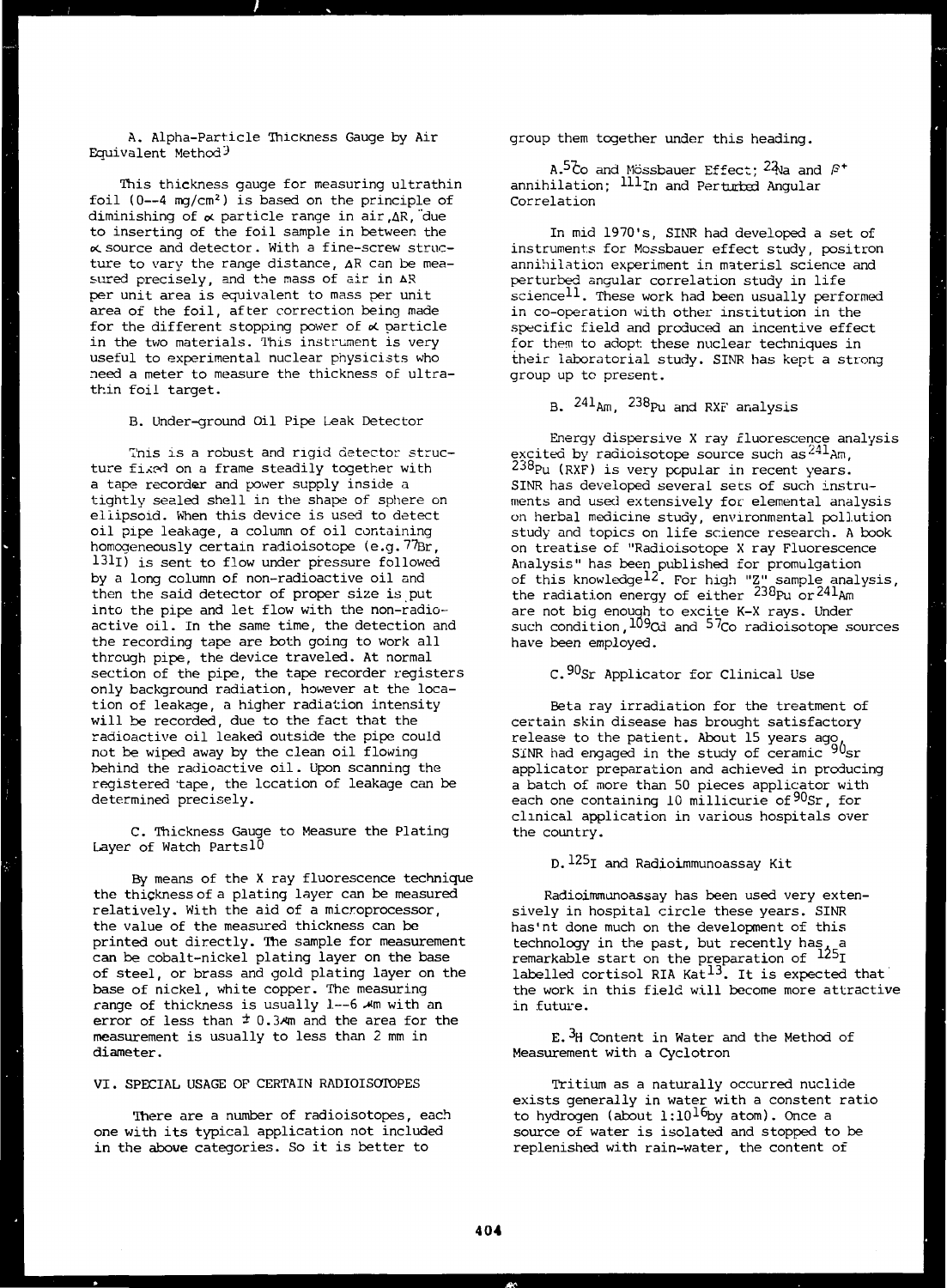### A. Alpha-Particle Thickness Gauge by Air Equivalent Method[9]

This thickness gauge for measuring ultrathin foil (0--4 mg/cm$^2$) is based on the principle of diminishing of $\alpha$ particle range in air, $\Delta R$, due to inserting of the foil sample in between the $\alpha$ source and detector. With a fine-screw structure to vary the range distance, $\Delta R$ can be measured precisely, and the mass of air in $\Delta R$ per unit area is equivalent to mass per unit area of the foil, after correction being made for the different stopping power of $\alpha$ particle in the two materials. This instrument is very useful to experimental nuclear physicists who need a meter to measure the thickness of ultrathin foil target.

### B. Under-ground Oil Pipe Leak Detector

This is a robust and rigid detector structure fixed on a frame steadily together with a tape recorder and power supply inside a tightly sealed shell in the shape of sphere on ellipsoid. When this device is used to detect oil pipe leakage, a column of oil containing homogeneously certain radioisotope (e.g. $^{77}$Br, $^{131}$I) is sent to flow under pressure followed by a long column of non-radioactive oil and then the said detector of proper size is put into the pipe and let flow with the non-radioactive oil. In the same time, the detection and the recording tape are both going to work all through pipe, the device traveled. At normal section of the pipe, the tape recorder registers only background radiation, however at the location of leakage, a higher radiation intensity will be recorded, due to the fact that the radioactive oil leaked outside the pipe could not be wiped away by the clean oil flowing behind the radioactive oil. Upon scanning the registered tape, the location of leakage can be determined precisely.

### C. Thickness Gauge to Measure the Plating Layer of Watch Parts[10]

By means of the X ray fluorescence technique the thickness of a plating layer can be measured relatively. With the aid of a microprocessor, the value of the measured thickness can be printed out directly. The sample for measurement can be cobalt-nickel plating layer on the base of steel, or brass and gold plating layer on the base of nickel, white copper. The measuring range of thickness is usually 1--6 $\mu$m with an error of less than $\pm$ 0.3$\mu$m and the area for the measurement is usually to less than 2 mm in diameter.

## VI. SPECIAL USAGE OF CERTAIN RADIOISOTOPES

There are a number of radioisotopes, each one with its typical application not included in the above categories. So it is better to group them together under this heading.

### A. $^{57}$Co and Mössbauer Effect; $^{22}$Na and $\beta^+$ annihilation; $^{111}$In and Perturbed Angular Correlation

In mid 1970's, SINR had developed a set of instruments for Mossbauer effect study, positron annihilation experiment in materisl science and perturbed angular correlation study in life science[11]. These work had been usually performed in co-operation with other institution in the specific field and produced an incentive effect for them to adopt these nuclear techniques in their laboratorial study. SINR has kept a strong group up to present.

### B. $^{241}$Am, $^{238}$Pu and RXF analysis

Energy dispersive X ray fluorescence analysis excited by radioisotope source such as $^{241}$Am, $^{238}$Pu (RXF) is very popular in recent years. SINR has developed several sets of such instruments and used extensively for elemental analysis on herbal medicine study, environmental pollution study and topics on life science research. A book on treatise of "Radioisotope X ray Fluorescence Analysis" has been published for promulgation of this knowledge[12]. For high "Z" sample analysis, the radiation energy of either $^{238}$Pu or $^{241}$Am are not big enough to excite K-X rays. Under such condition, $^{109}$Cd and $^{57}$Co radioisotope sources have been employed.

### C. $^{90}$Sr Applicator for Clinical Use

Beta ray irradiation for the treatment of certain skin disease has brought satisfactory release to the patient. About 15 years ago, SINR had engaged in the study of ceramic $^{90}$Sr applicator preparation and achieved in producing a batch of more than 50 pieces applicator with each one containing 10 millicurie of $^{90}$Sr, for clinical application in various hospitals over the country.

### D. $^{125}$I and Radioimmunoassay Kit

Radioimmunoassay has been used very extensively in hospital circle these years. SINR has'nt done much on the development of this technology in the past, but recently has a remarkable start on the preparation of $^{125}$I labelled cortisol RIA Kat[13]. It is expected that the work in this field will become more attractive in future.

### E. $^{3}$H Content in Water and the Method of Measurement with a Cyclotron

Tritium as a naturally occurred nuclide exists generally in water with a constent ratio to hydrogen (about 1:$10^{16}$by atom). Once a source of water is isolated and stopped to be replenished with rain-water, the content of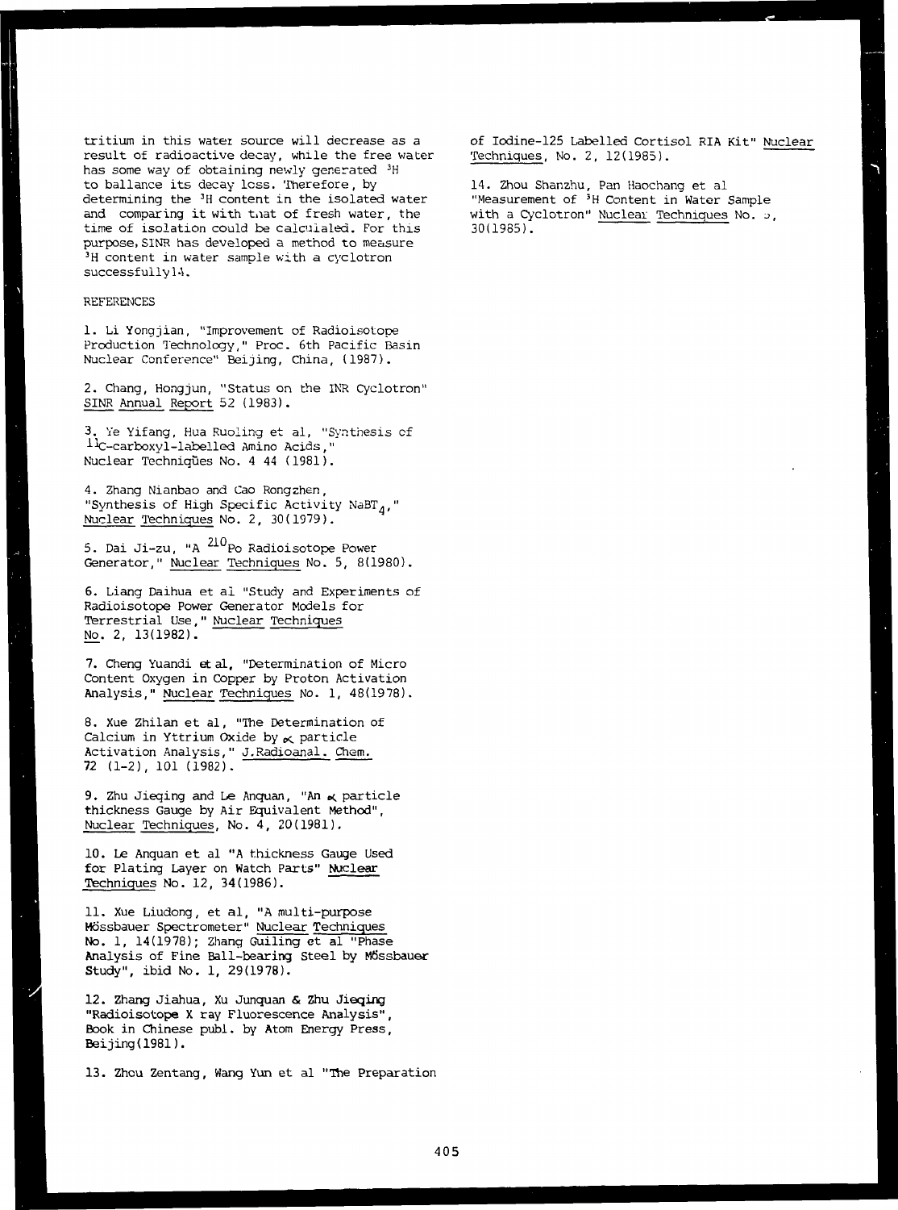tritium in this water source will decrease as a result of radioactive decay, while the free water has some way of obtaining newly generated $^3H$ to ballance its decay loss. Therefore, by determining the $^3H$ content in the isolated water and comparing it with that of fresh water, the time of isolation could be calculated. For this purpose, SINR has developed a method to measure $^3H$ content in water sample with a cyclotron successfully[14].

REFERENCES

1. Li Yongjian, "Improvement of Radioisotope Production Technology," Proc. 6th Pacific Basin Nuclear Conference" Beijing, China, (1987).

2. Chang, Hongjun, "Status on the INR Cyclotron" SINR Annual Report 52 (1983).

3. Ye Yifang, Hua Ruoling et al, "Synthesis of $^{11}C$-carboxyl-labelled Amino Acids," Nuclear Techniqües No. 4 44 (1981).

4. Zhang Nianbao and Cao Rongzhen, "Synthesis of High Specific Activity $NaBT_4$," Nuclear Techniques No. 2, 30(1979).

5. Dai Ji-zu, "A $^{210}Po$ Radioisotope Power Generator," Nuclear Techniques No. 5, 8(1980).

6. Liang Daihua et al "Study and Experiments of Radioisotope Power Generator Models for Terrestrial Use," Nuclear Techniques No. 2, 13(1982).

7. Cheng Yuandi et al, "Determination of Micro Content Oxygen in Copper by Proton Activation Analysis," Nuclear Techniques No. 1, 48(1978).

8. Xue Zhilan et al, "The Determination of Calcium in Yttrium Oxide by $\alpha$ particle Activation Analysis," J.Radioanal. Chem. 72 (1-2), 101 (1982).

9. Zhu Jieqing and Le Anquan, "An $\alpha$ particle thickness Gauge by Air Equivalent Method", Nuclear Techniques, No. 4, 20(1981).

10. Le Anquan et al "A thickness Gauge Used for Plating Layer on Watch Parts" Nuclear Techniques No. 12, 34(1986).

11. Xue Liudong, et al, "A multi-purpose Mössbauer Spectrometer" Nuclear Techniques No. 1, 14(1978); Zhang Guiling et al "Phase Analysis of Fine Ball-bearing Steel by Mössbauer Study", ibid No. 1, 29(1978).

12. Zhang Jiahua, Xu Junquan & Zhu Jieqing "Radioisotope X ray Fluorescence Analysis", Book in Chinese publ. by Atom Energy Press, Beijing(1981).

13. Zhou Zentang, Wang Yun et al "The Preparation of Iodine-125 Labelled Cortisol RIA Kit" Nuclear Techniques, No. 2, 12(1985).

14. Zhou Shanzhu, Pan Haochang et al "Measurement of $^3H$ Content in Water Sample with a Cyclotron" Nuclear Techniques No. 5, 30(1985).